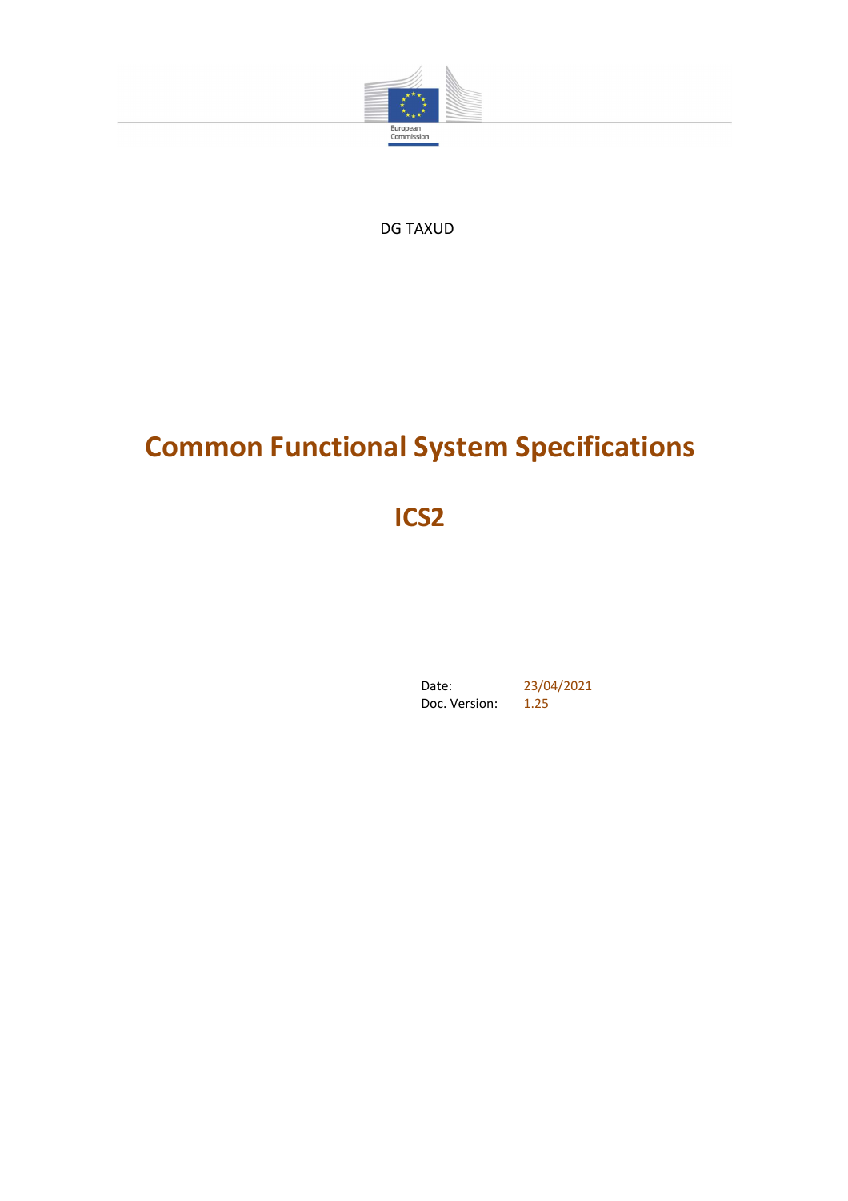European Commission

DG TAXUD

# Common Functional System Specifications

# ICS2

Date: 23/04/2021

Doc. Version: 1.25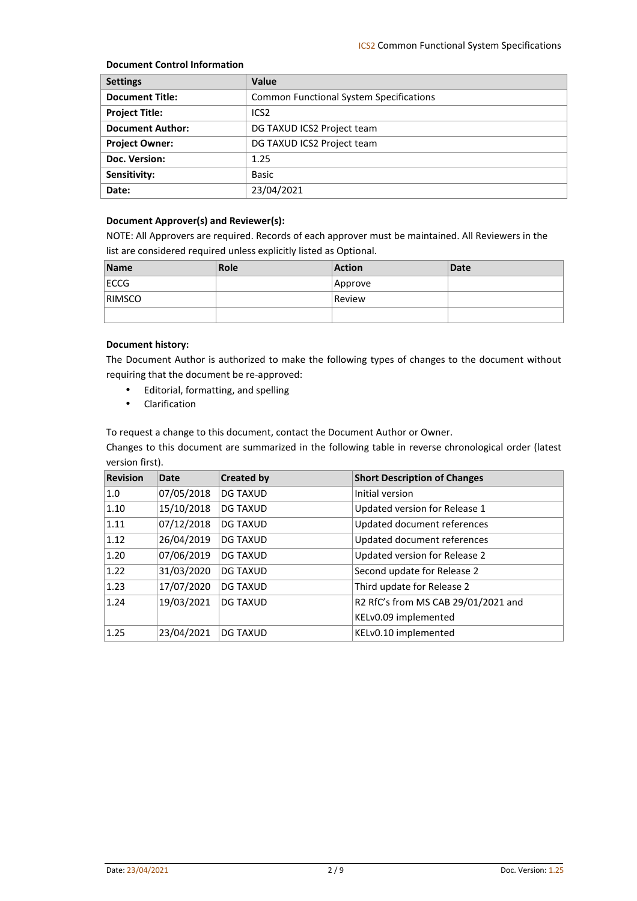**Document Control Information**

| Settings | Value |
| --- | --- |
| **Document Title:** | Common Functional System Specifications |
| **Project Title:** | ICS2 |
| **Document Author:** | DG TAXUD ICS2 Project team |
| **Project Owner:** | DG TAXUD ICS2 Project team |
| **Doc. Version:** | 1.25 |
| **Sensitivity:** | Basic |
| **Date:** | 23/04/2021 |

**Document Approver(s) and Reviewer(s):**

NOTE: All Approvers are required. Records of each approver must be maintained. All Reviewers in the list are considered required unless explicitly listed as Optional.

| Name | Role | Action | Date |
| --- | --- | --- | --- |
| ECCG | | Approve | |
| RIMSCO | | Review | |
| | | | |

**Document history:**

The Document Author is authorized to make the following types of changes to the document without requiring that the document be re-approved:

- Editorial, formatting, and spelling
- Clarification

To request a change to this document, contact the Document Author or Owner.

Changes to this document are summarized in the following table in reverse chronological order (latest version first).

| Revision | Date | Created by | Short Description of Changes |
| --- | --- | --- | --- |
| 1.0 | 07/05/2018 | DG TAXUD | Initial version |
| 1.10 | 15/10/2018 | DG TAXUD | Updated version for Release 1 |
| 1.11 | 07/12/2018 | DG TAXUD | Updated document references |
| 1.12 | 26/04/2019 | DG TAXUD | Updated document references |
| 1.20 | 07/06/2019 | DG TAXUD | Updated version for Release 2 |
| 1.22 | 31/03/2020 | DG TAXUD | Second update for Release 2 |
| 1.23 | 17/07/2020 | DG TAXUD | Third update for Release 2 |
| 1.24 | 19/03/2021 | DG TAXUD | R2 RfC's from MS CAB 29/01/2021 and KELv0.09 implemented |
| 1.25 | 23/04/2021 | DG TAXUD | KELv0.10 implemented |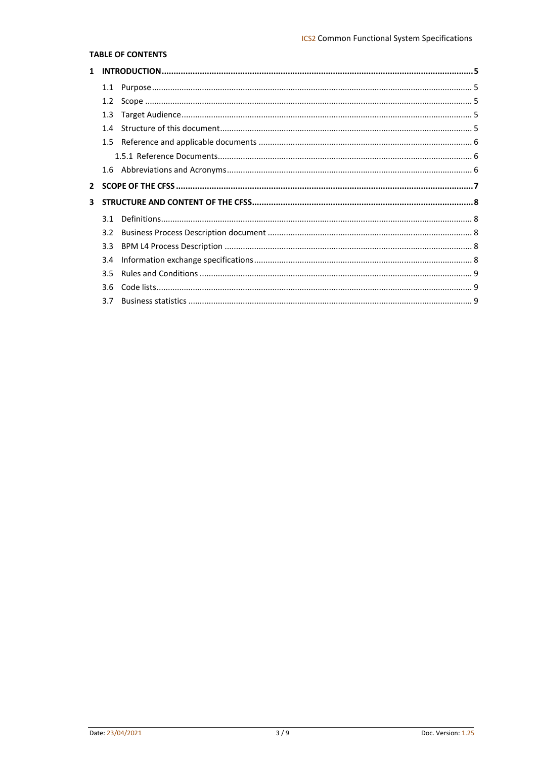**TABLE OF CONTENTS**

1 INTRODUCTION ..... 5
- 1.1 Purpose ..... 5
- 1.2 Scope ..... 5
- 1.3 Target Audience ..... 5
- 1.4 Structure of this document ..... 5
- 1.5 Reference and applicable documents ..... 6
  - 1.5.1 Reference Documents ..... 6
- 1.6 Abbreviations and Acronyms ..... 6

2 SCOPE OF THE CFSS ..... 7

3 STRUCTURE AND CONTENT OF THE CFSS ..... 8
- 3.1 Definitions ..... 8
- 3.2 Business Process Description document ..... 8
- 3.3 BPM L4 Process Description ..... 8
- 3.4 Information exchange specifications ..... 8
- 3.5 Rules and Conditions ..... 9
- 3.6 Code lists ..... 9
- 3.7 Business statistics ..... 9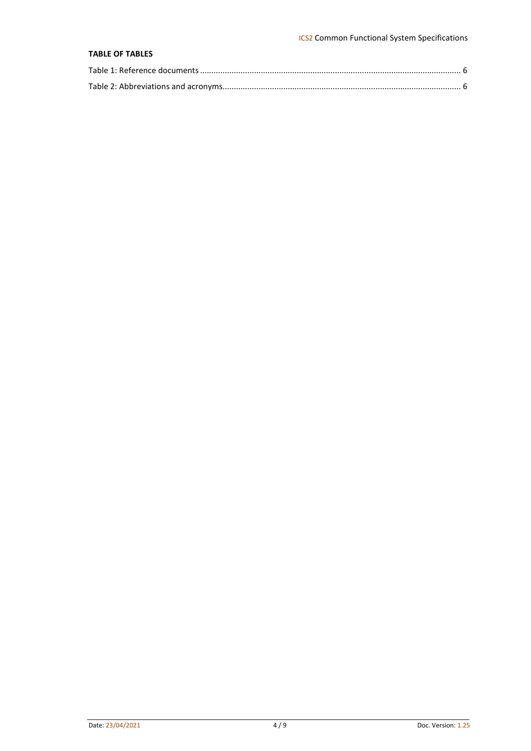**TABLE OF TABLES**

Table 1: Reference documents ........................................................................................................ 6

Table 2: Abbreviations and acronyms............................................................................................. 6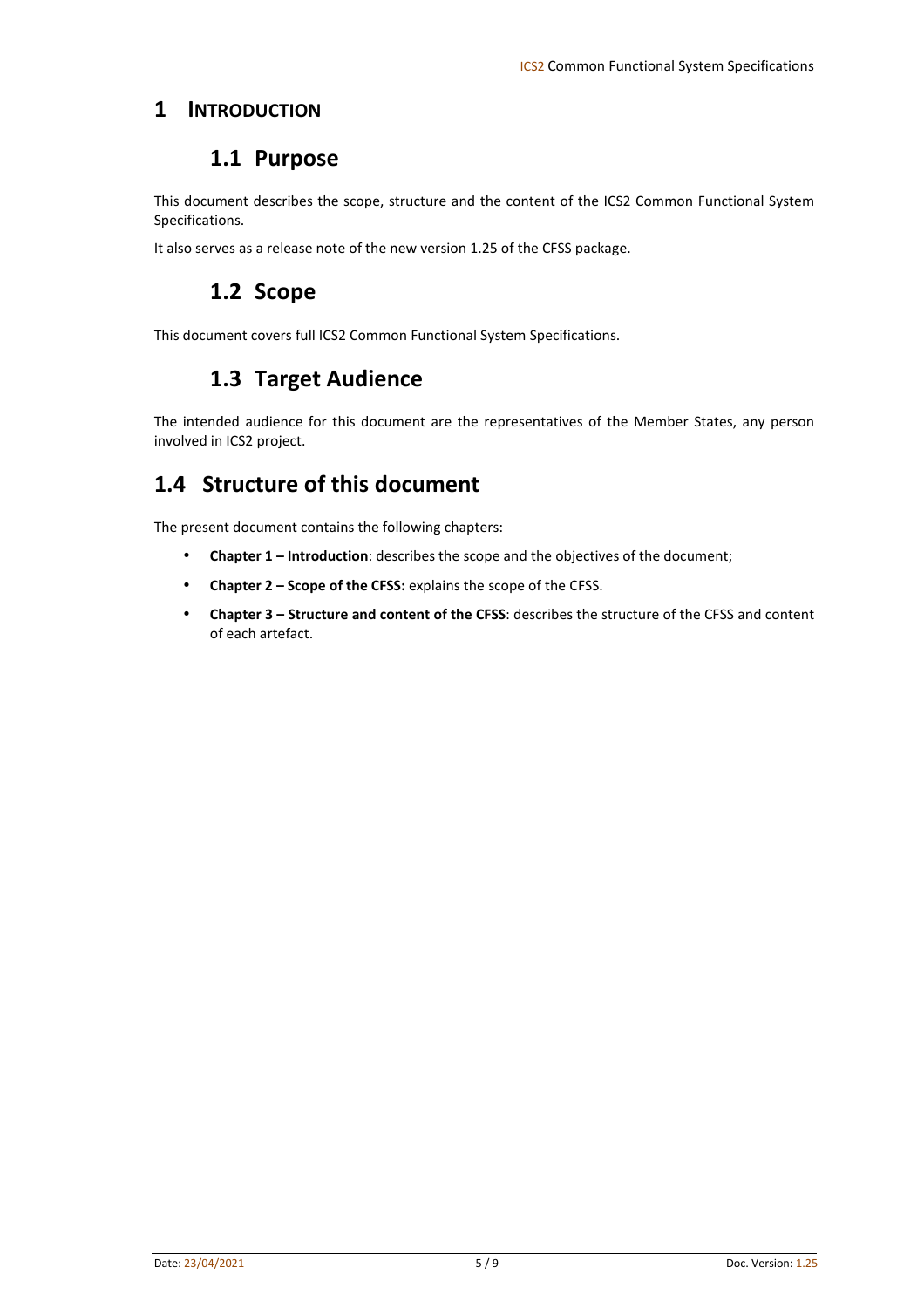# 1 INTRODUCTION

## 1.1 Purpose

This document describes the scope, structure and the content of the ICS2 Common Functional System Specifications.

It also serves as a release note of the new version 1.25 of the CFSS package.

## 1.2 Scope

This document covers full ICS2 Common Functional System Specifications.

## 1.3 Target Audience

The intended audience for this document are the representatives of the Member States, any person involved in ICS2 project.

## 1.4 Structure of this document

The present document contains the following chapters:

- **Chapter 1 – Introduction**: describes the scope and the objectives of the document;
- **Chapter 2 – Scope of the CFSS:** explains the scope of the CFSS.
- **Chapter 3 – Structure and content of the CFSS**: describes the structure of the CFSS and content of each artefact.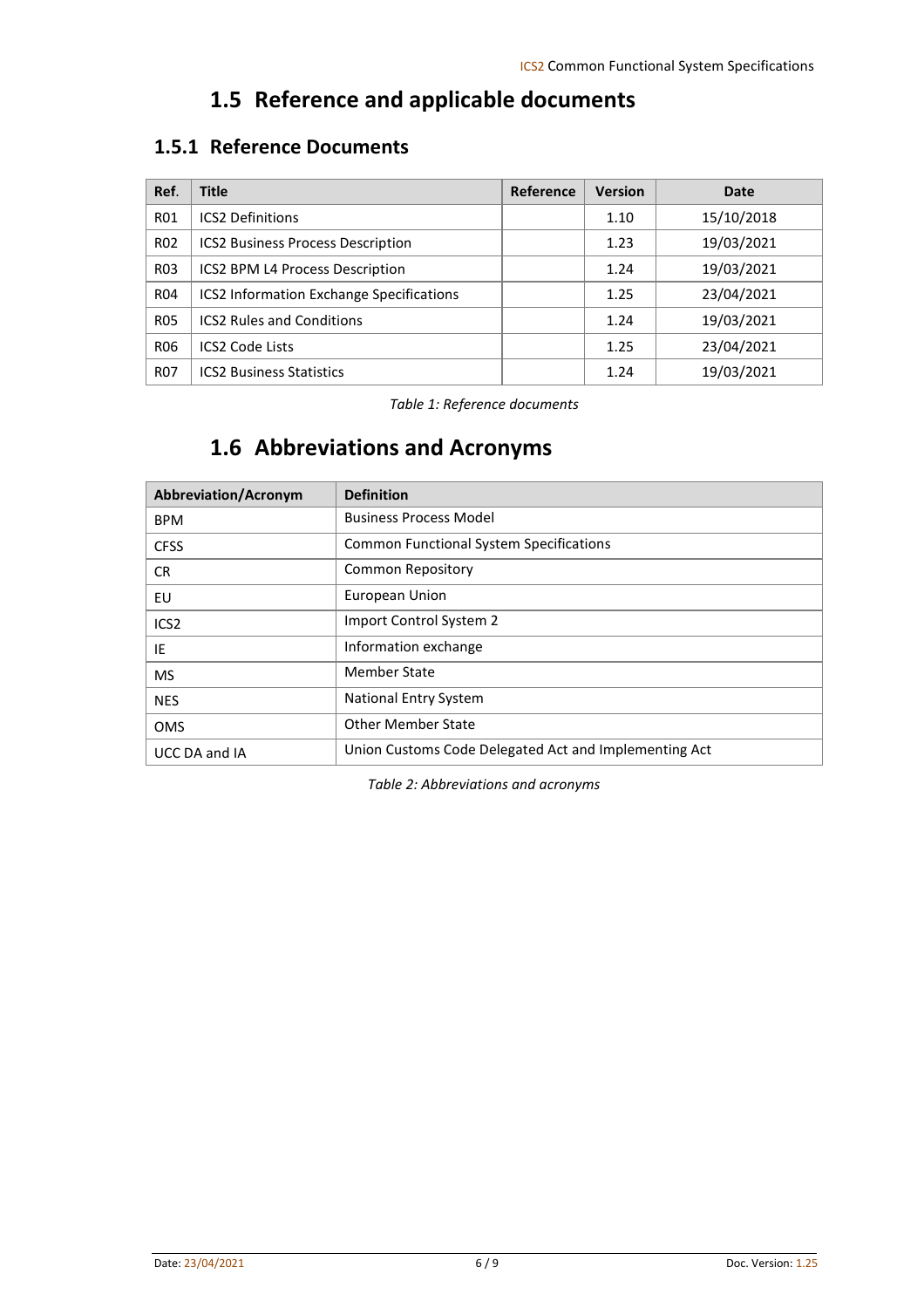## 1.5 Reference and applicable documents

### 1.5.1 Reference Documents

| Ref. | Title | Reference | Version | Date |
|---|---|---|---|---|
| R01 | ICS2 Definitions | | 1.10 | 15/10/2018 |
| R02 | ICS2 Business Process Description | | 1.23 | 19/03/2021 |
| R03 | ICS2 BPM L4 Process Description | | 1.24 | 19/03/2021 |
| R04 | ICS2 Information Exchange Specifications | | 1.25 | 23/04/2021 |
| R05 | ICS2 Rules and Conditions | | 1.24 | 19/03/2021 |
| R06 | ICS2 Code Lists | | 1.25 | 23/04/2021 |
| R07 | ICS2 Business Statistics | | 1.24 | 19/03/2021 |

*Table 1: Reference documents*

## 1.6 Abbreviations and Acronyms

| Abbreviation/Acronym | Definition |
|---|---|
| BPM | Business Process Model |
| CFSS | Common Functional System Specifications |
| CR | Common Repository |
| EU | European Union |
| ICS2 | Import Control System 2 |
| IE | Information exchange |
| MS | Member State |
| NES | National Entry System |
| OMS | Other Member State |
| UCC DA and IA | Union Customs Code Delegated Act and Implementing Act |

*Table 2: Abbreviations and acronyms*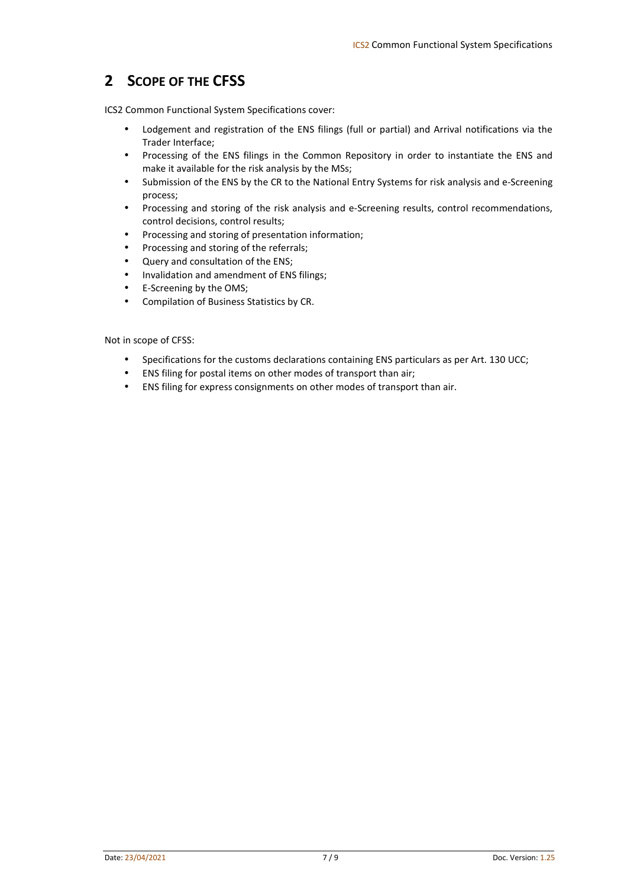## 2 SCOPE OF THE CFSS

ICS2 Common Functional System Specifications cover:

- Lodgement and registration of the ENS filings (full or partial) and Arrival notifications via the Trader Interface;
- Processing of the ENS filings in the Common Repository in order to instantiate the ENS and make it available for the risk analysis by the MSs;
- Submission of the ENS by the CR to the National Entry Systems for risk analysis and e-Screening process;
- Processing and storing of the risk analysis and e-Screening results, control recommendations, control decisions, control results;
- Processing and storing of presentation information;
- Processing and storing of the referrals;
- Query and consultation of the ENS;
- Invalidation and amendment of ENS filings;
- E-Screening by the OMS;
- Compilation of Business Statistics by CR.

Not in scope of CFSS:

- Specifications for the customs declarations containing ENS particulars as per Art. 130 UCC;
- ENS filing for postal items on other modes of transport than air;
- ENS filing for express consignments on other modes of transport than air.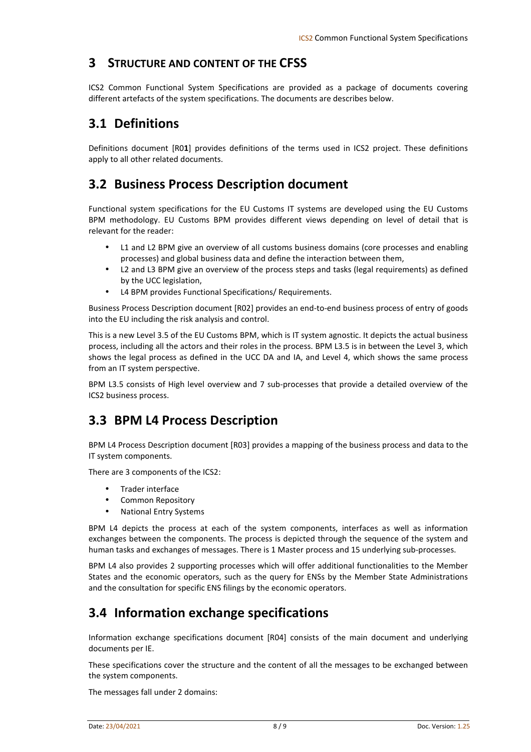# 3 STRUCTURE AND CONTENT OF THE CFSS

ICS2 Common Functional System Specifications are provided as a package of documents covering different artefacts of the system specifications. The documents are describes below.

## 3.1 Definitions

Definitions document [R0**1**] provides definitions of the terms used in ICS2 project. These definitions apply to all other related documents.

## 3.2 Business Process Description document

Functional system specifications for the EU Customs IT systems are developed using the EU Customs BPM methodology. EU Customs BPM provides different views depending on level of detail that is relevant for the reader:

- L1 and L2 BPM give an overview of all customs business domains (core processes and enabling processes) and global business data and define the interaction between them,
- L2 and L3 BPM give an overview of the process steps and tasks (legal requirements) as defined by the UCC legislation,
- L4 BPM provides Functional Specifications/ Requirements.

Business Process Description document [R02] provides an end-to-end business process of entry of goods into the EU including the risk analysis and control.

This is a new Level 3.5 of the EU Customs BPM, which is IT system agnostic. It depicts the actual business process, including all the actors and their roles in the process. BPM L3.5 is in between the Level 3, which shows the legal process as defined in the UCC DA and IA, and Level 4, which shows the same process from an IT system perspective.

BPM L3.5 consists of High level overview and 7 sub-processes that provide a detailed overview of the ICS2 business process.

## 3.3 BPM L4 Process Description

BPM L4 Process Description document [R03] provides a mapping of the business process and data to the IT system components.

There are 3 components of the ICS2:

- Trader interface
- Common Repository
- National Entry Systems

BPM L4 depicts the process at each of the system components, interfaces as well as information exchanges between the components. The process is depicted through the sequence of the system and human tasks and exchanges of messages. There is 1 Master process and 15 underlying sub-processes.

BPM L4 also provides 2 supporting processes which will offer additional functionalities to the Member States and the economic operators, such as the query for ENSs by the Member State Administrations and the consultation for specific ENS filings by the economic operators.

## 3.4 Information exchange specifications

Information exchange specifications document [R04] consists of the main document and underlying documents per IE.

These specifications cover the structure and the content of all the messages to be exchanged between the system components.

The messages fall under 2 domains: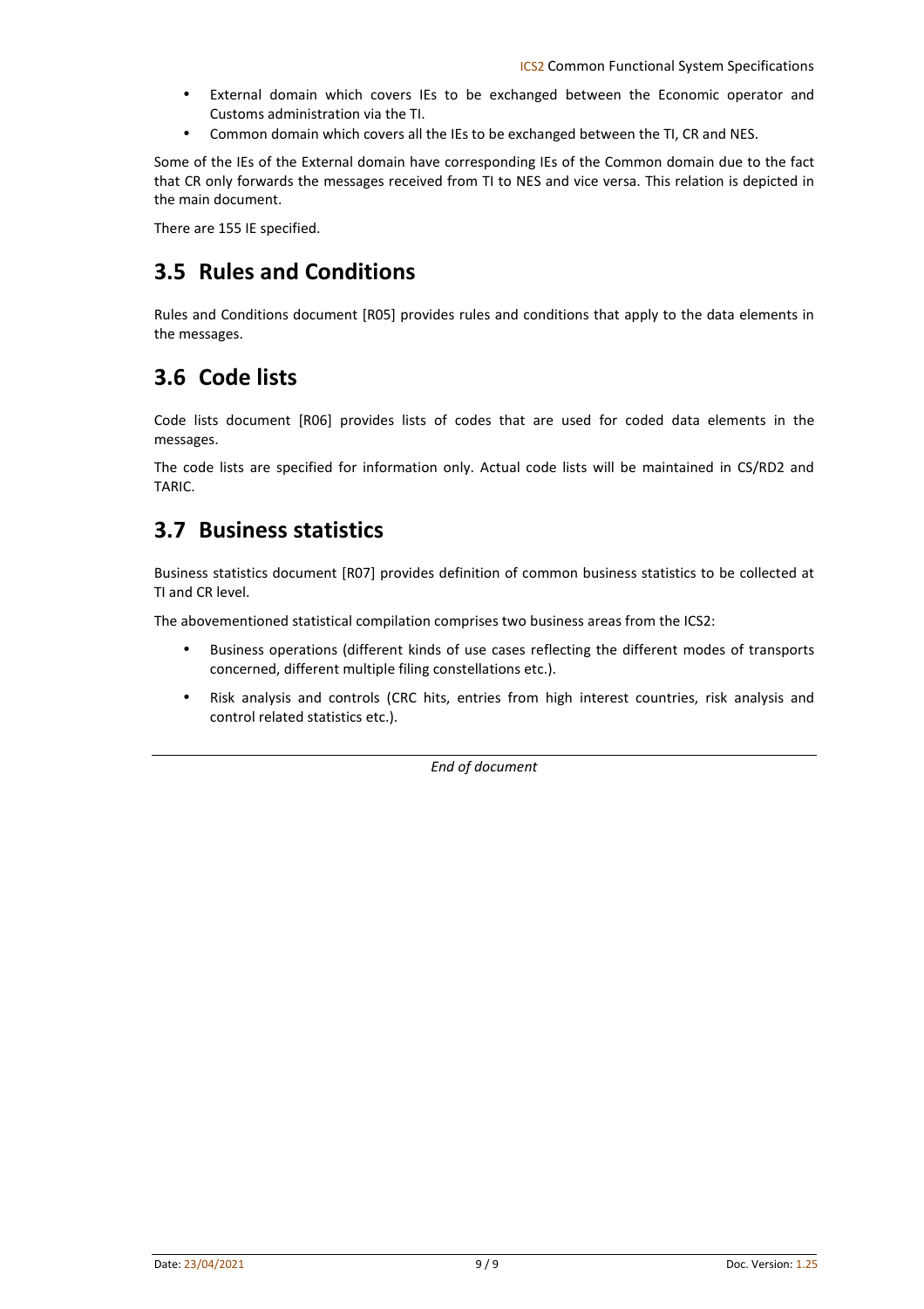- External domain which covers IEs to be exchanged between the Economic operator and Customs administration via the TI.
- Common domain which covers all the IEs to be exchanged between the TI, CR and NES.

Some of the IEs of the External domain have corresponding IEs of the Common domain due to the fact that CR only forwards the messages received from TI to NES and vice versa. This relation is depicted in the main document.

There are 155 IE specified.

## 3.5 Rules and Conditions

Rules and Conditions document [R05] provides rules and conditions that apply to the data elements in the messages.

## 3.6 Code lists

Code lists document [R06] provides lists of codes that are used for coded data elements in the messages.

The code lists are specified for information only. Actual code lists will be maintained in CS/RD2 and TARIC.

## 3.7 Business statistics

Business statistics document [R07] provides definition of common business statistics to be collected at TI and CR level.

The abovementioned statistical compilation comprises two business areas from the ICS2:

- Business operations (different kinds of use cases reflecting the different modes of transports concerned, different multiple filing constellations etc.).
- Risk analysis and controls (CRC hits, entries from high interest countries, risk analysis and control related statistics etc.).

---

*End of document*